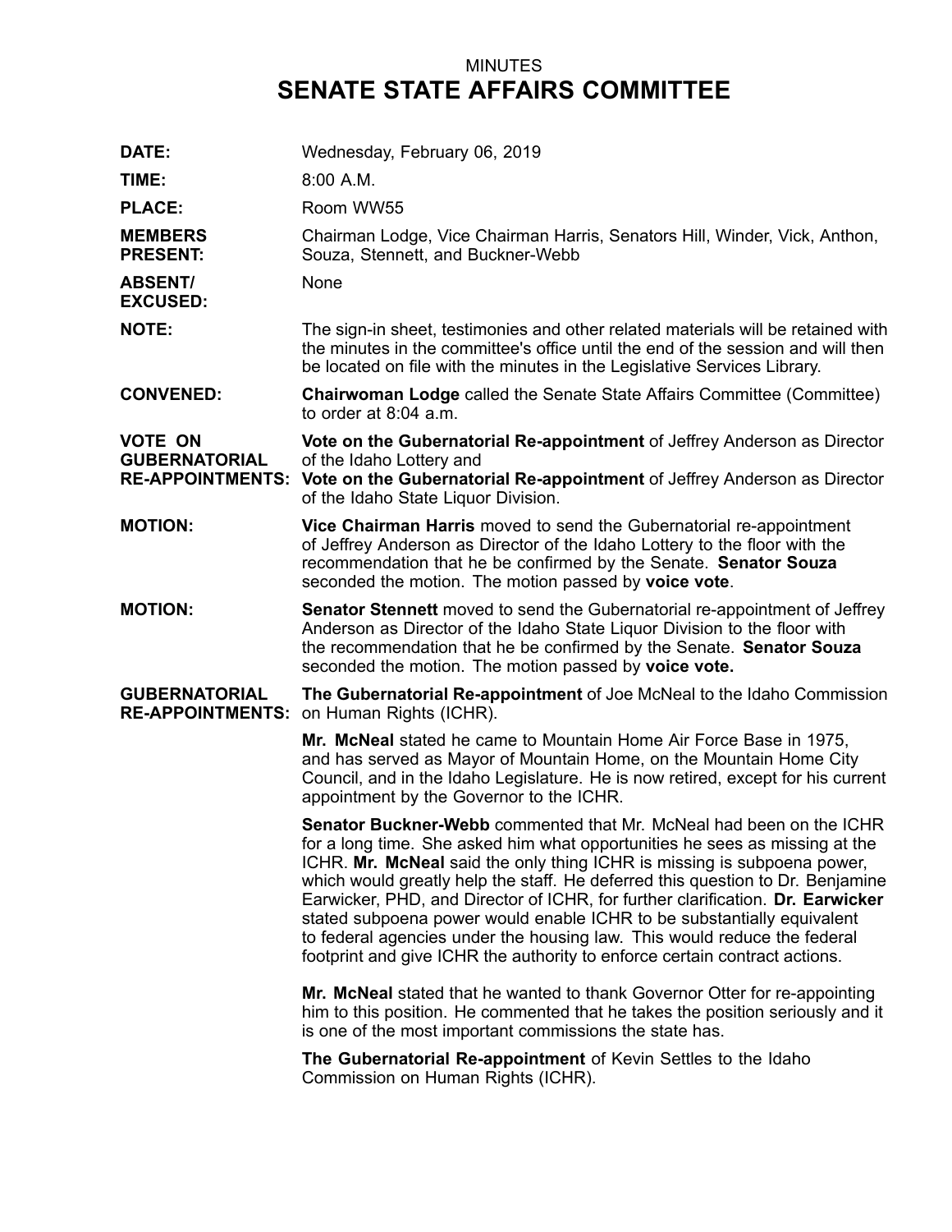MINUTES

# SENATE STATE AFFAIRS COMMITTEE

**DATE:** Wednesday, February 06, 2019

**TIME:** 8:00 A.M.

**PLACE:** Room WW55

**MEMBERS PRESENT:** Chairman Lodge, Vice Chairman Harris, Senators Hill, Winder, Vick, Anthon, Souza, Stennett, and Buckner-Webb

**ABSENT/ EXCUSED:** None

**NOTE:** The sign-in sheet, testimonies and other related materials will be retained with the minutes in the committee's office until the end of the session and will then be located on file with the minutes in the Legislative Services Library.

**CONVENED:** **Chairwoman Lodge** called the Senate State Affairs Committee (Committee) to order at 8:04 a.m.

**VOTE ON GUBERNATORIAL RE-APPOINTMENTS:** **Vote on the Gubernatorial Re-appointment** of Jeffrey Anderson as Director of the Idaho Lottery and **Vote on the Gubernatorial Re-appointment** of Jeffrey Anderson as Director of the Idaho State Liquor Division.

**MOTION:** **Vice Chairman Harris** moved to send the Gubernatorial re-appointment of Jeffrey Anderson as Director of the Idaho Lottery to the floor with the recommendation that he be confirmed by the Senate. **Senator Souza** seconded the motion. The motion passed by **voice vote**.

**MOTION:** **Senator Stennett** moved to send the Gubernatorial re-appointment of Jeffrey Anderson as Director of the Idaho State Liquor Division to the floor with the recommendation that he be confirmed by the Senate. **Senator Souza** seconded the motion. The motion passed by **voice vote.**

**GUBERNATORIAL RE-APPOINTMENTS:** **The Gubernatorial Re-appointment** of Joe McNeal to the Idaho Commission on Human Rights (ICHR).

**Mr. McNeal** stated he came to Mountain Home Air Force Base in 1975, and has served as Mayor of Mountain Home, on the Mountain Home City Council, and in the Idaho Legislature. He is now retired, except for his current appointment by the Governor to the ICHR.

**Senator Buckner-Webb** commented that Mr. McNeal had been on the ICHR for a long time. She asked him what opportunities he sees as missing at the ICHR. **Mr. McNeal** said the only thing ICHR is missing is subpoena power, which would greatly help the staff. He deferred this question to Dr. Benjamine Earwicker, PHD, and Director of ICHR, for further clarification. **Dr. Earwicker** stated subpoena power would enable ICHR to be substantially equivalent to federal agencies under the housing law. This would reduce the federal footprint and give ICHR the authority to enforce certain contract actions.

**Mr. McNeal** stated that he wanted to thank Governor Otter for re-appointing him to this position. He commented that he takes the position seriously and it is one of the most important commissions the state has.

**The Gubernatorial Re-appointment** of Kevin Settles to the Idaho Commission on Human Rights (ICHR).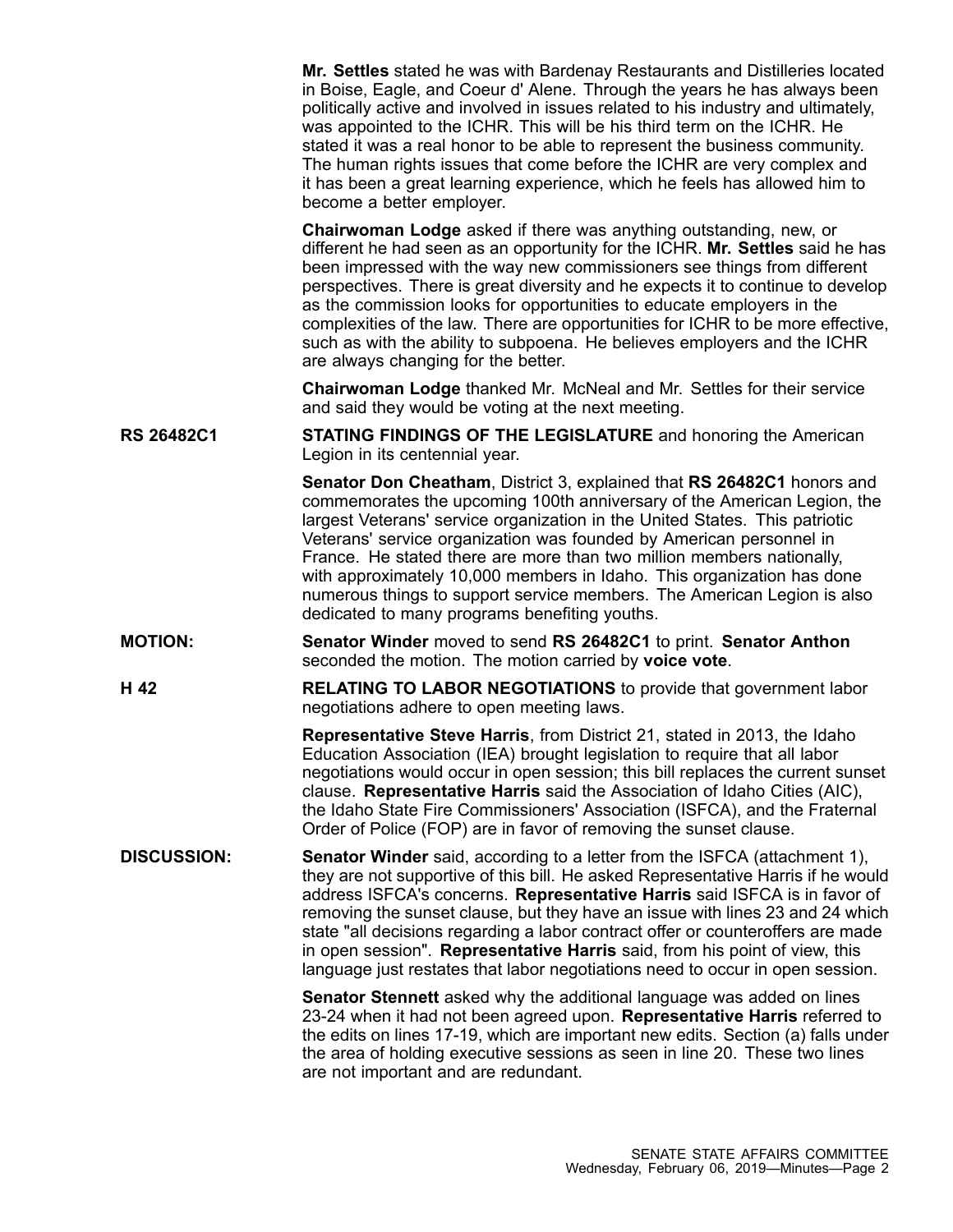**Mr. Settles** stated he was with Bardenay Restaurants and Distilleries located in Boise, Eagle, and Coeur d' Alene. Through the years he has always been politically active and involved in issues related to his industry and ultimately, was appointed to the ICHR. This will be his third term on the ICHR. He stated it was a real honor to be able to represent the business community. The human rights issues that come before the ICHR are very complex and it has been a great learning experience, which he feels has allowed him to become a better employer.

**Chairwoman Lodge** asked if there was anything outstanding, new, or different he had seen as an opportunity for the ICHR. **Mr. Settles** said he has been impressed with the way new commissioners see things from different perspectives. There is great diversity and he expects it to continue to develop as the commission looks for opportunities to educate employers in the complexities of the law. There are opportunities for ICHR to be more effective, such as with the ability to subpoena. He believes employers and the ICHR are always changing for the better.

**Chairwoman Lodge** thanked Mr. McNeal and Mr. Settles for their service and said they would be voting at the next meeting.

**RS 26482C1** — **STATING FINDINGS OF THE LEGISLATURE** and honoring the American Legion in its centennial year.

**Senator Don Cheatham**, District 3, explained that **RS 26482C1** honors and commemorates the upcoming 100th anniversary of the American Legion, the largest Veterans' service organization in the United States. This patriotic Veterans' service organization was founded by American personnel in France. He stated there are more than two million members nationally, with approximately 10,000 members in Idaho. This organization has done numerous things to support service members. The American Legion is also dedicated to many programs benefiting youths.

**MOTION:** **Senator Winder** moved to send **RS 26482C1** to print. **Senator Anthon** seconded the motion. The motion carried by **voice vote**.

**H 42** — **RELATING TO LABOR NEGOTIATIONS** to provide that government labor negotiations adhere to open meeting laws.

**Representative Steve Harris**, from District 21, stated in 2013, the Idaho Education Association (IEA) brought legislation to require that all labor negotiations would occur in open session; this bill replaces the current sunset clause. **Representative Harris** said the Association of Idaho Cities (AIC), the Idaho State Fire Commissioners' Association (ISFCA), and the Fraternal Order of Police (FOP) are in favor of removing the sunset clause.

**DISCUSSION:** **Senator Winder** said, according to a letter from the ISFCA (attachment 1), they are not supportive of this bill. He asked Representative Harris if he would address ISFCA's concerns. **Representative Harris** said ISFCA is in favor of removing the sunset clause, but they have an issue with lines 23 and 24 which state "all decisions regarding a labor contract offer or counteroffers are made in open session". **Representative Harris** said, from his point of view, this language just restates that labor negotiations need to occur in open session.

**Senator Stennett** asked why the additional language was added on lines 23-24 when it had not been agreed upon. **Representative Harris** referred to the edits on lines 17-19, which are important new edits. Section (a) falls under the area of holding executive sessions as seen in line 20. These two lines are not important and are redundant.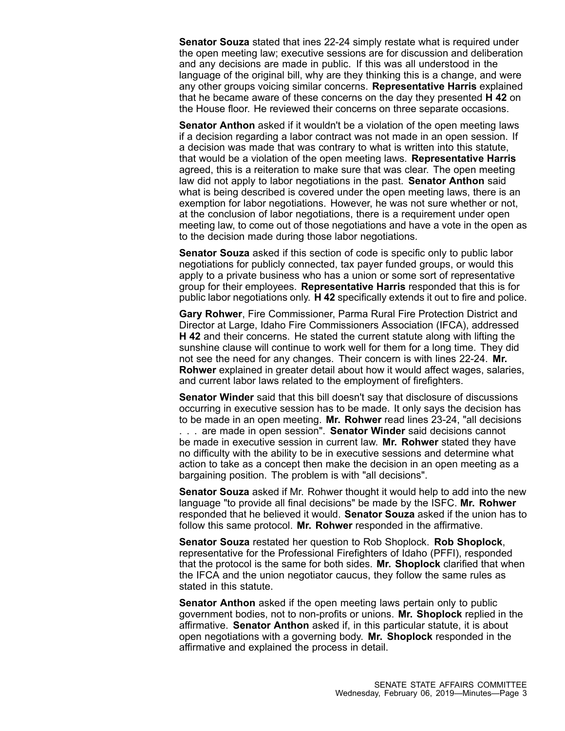**Senator Souza** stated that ines 22-24 simply restate what is required under the open meeting law; executive sessions are for discussion and deliberation and any decisions are made in public. If this was all understood in the language of the original bill, why are they thinking this is a change, and were any other groups voicing similar concerns. **Representative Harris** explained that he became aware of these concerns on the day they presented **H 42** on the House floor. He reviewed their concerns on three separate occasions.

**Senator Anthon** asked if it wouldn't be a violation of the open meeting laws if a decision regarding a labor contract was not made in an open session. If a decision was made that was contrary to what is written into this statute, that would be a violation of the open meeting laws. **Representative Harris** agreed, this is a reiteration to make sure that was clear. The open meeting law did not apply to labor negotiations in the past. **Senator Anthon** said what is being described is covered under the open meeting laws, there is an exemption for labor negotiations. However, he was not sure whether or not, at the conclusion of labor negotiations, there is a requirement under open meeting law, to come out of those negotiations and have a vote in the open as to the decision made during those labor negotiations.

**Senator Souza** asked if this section of code is specific only to public labor negotiations for publicly connected, tax payer funded groups, or would this apply to a private business who has a union or some sort of representative group for their employees. **Representative Harris** responded that this is for public labor negotiations only. **H 42** specifically extends it out to fire and police.

**Gary Rohwer**, Fire Commissioner, Parma Rural Fire Protection District and Director at Large, Idaho Fire Commissioners Association (IFCA), addressed **H 42** and their concerns. He stated the current statute along with lifting the sunshine clause will continue to work well for them for a long time. They did not see the need for any changes. Their concern is with lines 22-24. **Mr. Rohwer** explained in greater detail about how it would affect wages, salaries, and current labor laws related to the employment of firefighters.

**Senator Winder** said that this bill doesn't say that disclosure of discussions occurring in executive session has to be made. It only says the decision has to be made in an open meeting. **Mr. Rohwer** read lines 23-24, "all decisions . . . are made in open session". **Senator Winder** said decisions cannot be made in executive session in current law. **Mr. Rohwer** stated they have no difficulty with the ability to be in executive sessions and determine what action to take as a concept then make the decision in an open meeting as a bargaining position. The problem is with "all decisions".

**Senator Souza** asked if Mr. Rohwer thought it would help to add into the new language "to provide all final decisions" be made by the ISFC. **Mr. Rohwer** responded that he believed it would. **Senator Souza** asked if the union has to follow this same protocol. **Mr. Rohwer** responded in the affirmative.

**Senator Souza** restated her question to Rob Shoplock. **Rob Shoplock**, representative for the Professional Firefighters of Idaho (PFFI), responded that the protocol is the same for both sides. **Mr. Shoplock** clarified that when the IFCA and the union negotiator caucus, they follow the same rules as stated in this statute.

**Senator Anthon** asked if the open meeting laws pertain only to public government bodies, not to non-profits or unions. **Mr. Shoplock** replied in the affirmative. **Senator Anthon** asked if, in this particular statute, it is about open negotiations with a governing body. **Mr. Shoplock** responded in the affirmative and explained the process in detail.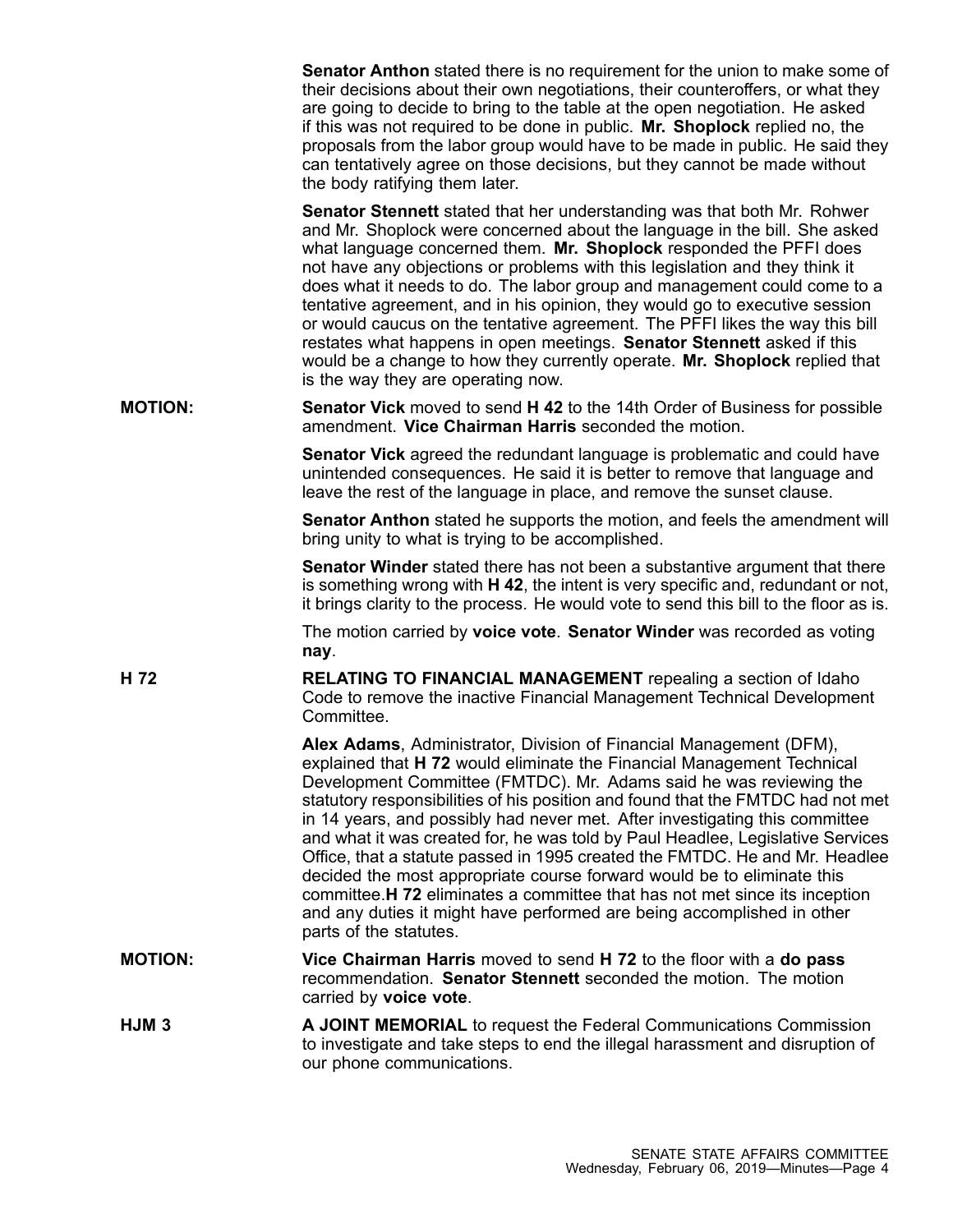**Senator Anthon** stated there is no requirement for the union to make some of their decisions about their own negotiations, their counteroffers, or what they are going to decide to bring to the table at the open negotiation. He asked if this was not required to be done in public. **Mr. Shoplock** replied no, the proposals from the labor group would have to be made in public. He said they can tentatively agree on those decisions, but they cannot be made without the body ratifying them later.

**Senator Stennett** stated that her understanding was that both Mr. Rohwer and Mr. Shoplock were concerned about the language in the bill. She asked what language concerned them. **Mr. Shoplock** responded the PFFI does not have any objections or problems with this legislation and they think it does what it needs to do. The labor group and management could come to a tentative agreement, and in his opinion, they would go to executive session or would caucus on the tentative agreement. The PFFI likes the way this bill restates what happens in open meetings. **Senator Stennett** asked if this would be a change to how they currently operate. **Mr. Shoplock** replied that is the way they are operating now.

**MOTION:** **Senator Vick** moved to send **H 42** to the 14th Order of Business for possible amendment. **Vice Chairman Harris** seconded the motion.

**Senator Vick** agreed the redundant language is problematic and could have unintended consequences. He said it is better to remove that language and leave the rest of the language in place, and remove the sunset clause.

**Senator Anthon** stated he supports the motion, and feels the amendment will bring unity to what is trying to be accomplished.

**Senator Winder** stated there has not been a substantive argument that there is something wrong with **H 42**, the intent is very specific and, redundant or not, it brings clarity to the process. He would vote to send this bill to the floor as is.

The motion carried by **voice vote**. **Senator Winder** was recorded as voting **nay**.

**H 72** **RELATING TO FINANCIAL MANAGEMENT** repealing a section of Idaho Code to remove the inactive Financial Management Technical Development Committee.

**Alex Adams**, Administrator, Division of Financial Management (DFM), explained that **H 72** would eliminate the Financial Management Technical Development Committee (FMTDC). Mr. Adams said he was reviewing the statutory responsibilities of his position and found that the FMTDC had not met in 14 years, and possibly had never met. After investigating this committee and what it was created for, he was told by Paul Headlee, Legislative Services Office, that a statute passed in 1995 created the FMTDC. He and Mr. Headlee decided the most appropriate course forward would be to eliminate this committee.**H 72** eliminates a committee that has not met since its inception and any duties it might have performed are being accomplished in other parts of the statutes.

**MOTION:** **Vice Chairman Harris** moved to send **H 72** to the floor with a **do pass** recommendation. **Senator Stennett** seconded the motion. The motion carried by **voice vote**.

**HJM 3** **A JOINT MEMORIAL** to request the Federal Communications Commission to investigate and take steps to end the illegal harassment and disruption of our phone communications.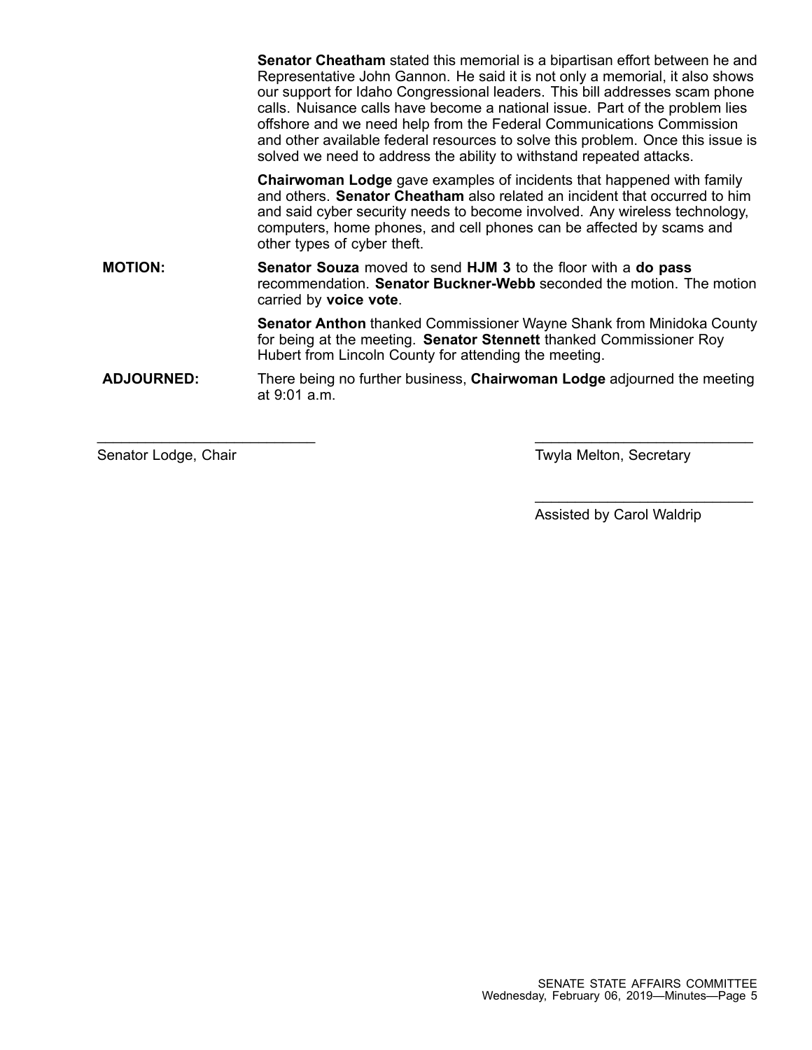**Senator Cheatham** stated this memorial is a bipartisan effort between he and Representative John Gannon. He said it is not only a memorial, it also shows our support for Idaho Congressional leaders. This bill addresses scam phone calls. Nuisance calls have become a national issue. Part of the problem lies offshore and we need help from the Federal Communications Commission and other available federal resources to solve this problem. Once this issue is solved we need to address the ability to withstand repeated attacks.

**Chairwoman Lodge** gave examples of incidents that happened with family and others. **Senator Cheatham** also related an incident that occurred to him and said cyber security needs to become involved. Any wireless technology, computers, home phones, and cell phones can be affected by scams and other types of cyber theft.

**MOTION:** **Senator Souza** moved to send **HJM 3** to the floor with a **do pass** recommendation. **Senator Buckner-Webb** seconded the motion. The motion carried by **voice vote**.

**Senator Anthon** thanked Commissioner Wayne Shank from Minidoka County for being at the meeting. **Senator Stennett** thanked Commissioner Roy Hubert from Lincoln County for attending the meeting.

**ADJOURNED:** There being no further business, **Chairwoman Lodge** adjourned the meeting at 9:01 a.m.

___________________________
Senator Lodge, Chair

___________________________
Twyla Melton, Secretary

___________________________
Assisted by Carol Waldrip